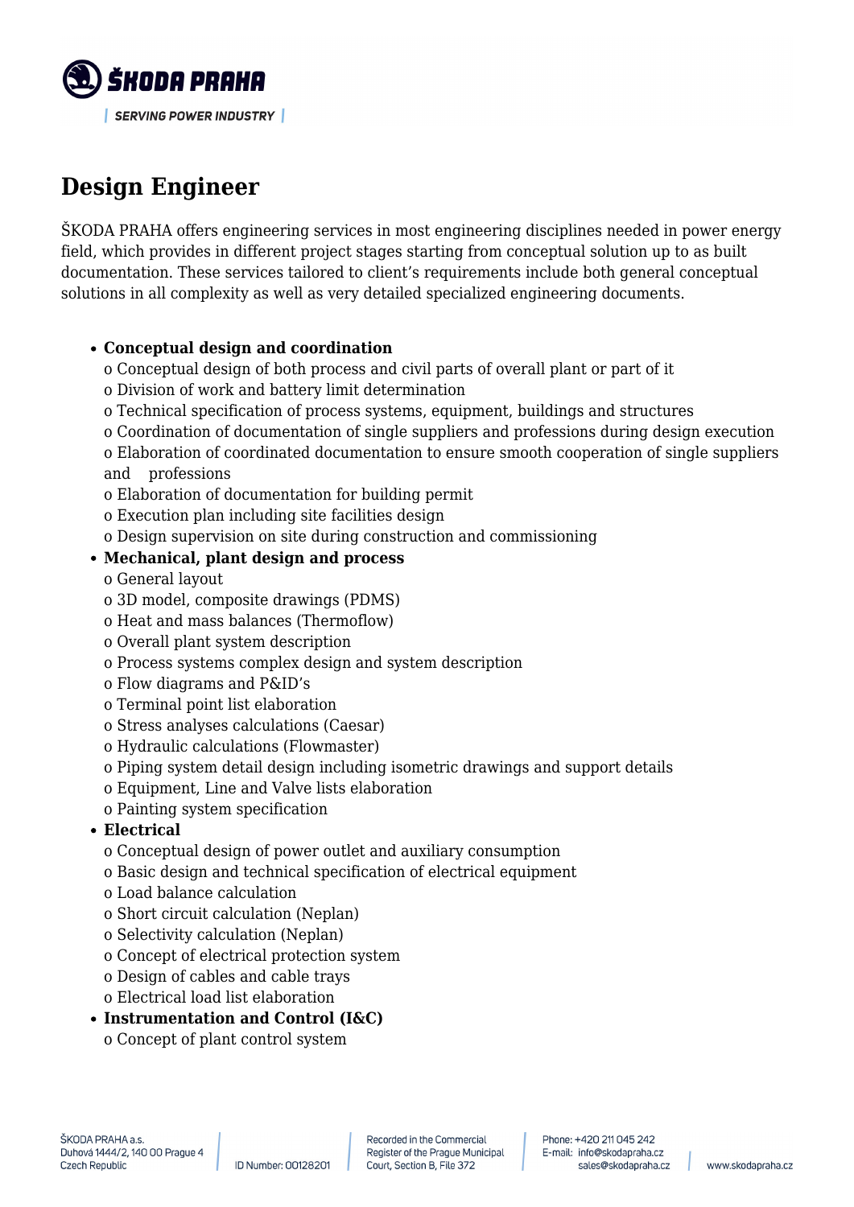# Design Engineer

ŠKODA PRAHA offers engineering services in most engineering disciplines needed in power energy field, which provides in different project stages starting from conceptual solution up to as built documentation. These services tailored to client's requirements include both general conceptual solutions in all complexity as well as very detailed specialized engineering documents.

- **Conceptual design and coordination**
  - o Conceptual design of both process and civil parts of overall plant or part of it
  - o Division of work and battery limit determination
  - o Technical specification of process systems, equipment, buildings and structures
  - o Coordination of documentation of single suppliers and professions during design execution
  - o Elaboration of coordinated documentation to ensure smooth cooperation of single suppliers and professions
  - o Elaboration of documentation for building permit
  - o Execution plan including site facilities design
  - o Design supervision on site during construction and commissioning
- **Mechanical, plant design and process**
  - o General layout
  - o 3D model, composite drawings (PDMS)
  - o Heat and mass balances (Thermoflow)
  - o Overall plant system description
  - o Process systems complex design and system description
  - o Flow diagrams and P&ID's
  - o Terminal point list elaboration
  - o Stress analyses calculations (Caesar)
  - o Hydraulic calculations (Flowmaster)
  - o Piping system detail design including isometric drawings and support details
  - o Equipment, Line and Valve lists elaboration
  - o Painting system specification
- **Electrical**
  - o Conceptual design of power outlet and auxiliary consumption
  - o Basic design and technical specification of electrical equipment
  - o Load balance calculation
  - o Short circuit calculation (Neplan)
  - o Selectivity calculation (Neplan)
  - o Concept of electrical protection system
  - o Design of cables and cable trays
  - o Electrical load list elaboration
- **Instrumentation and Control (I&C)**
  - o Concept of plant control system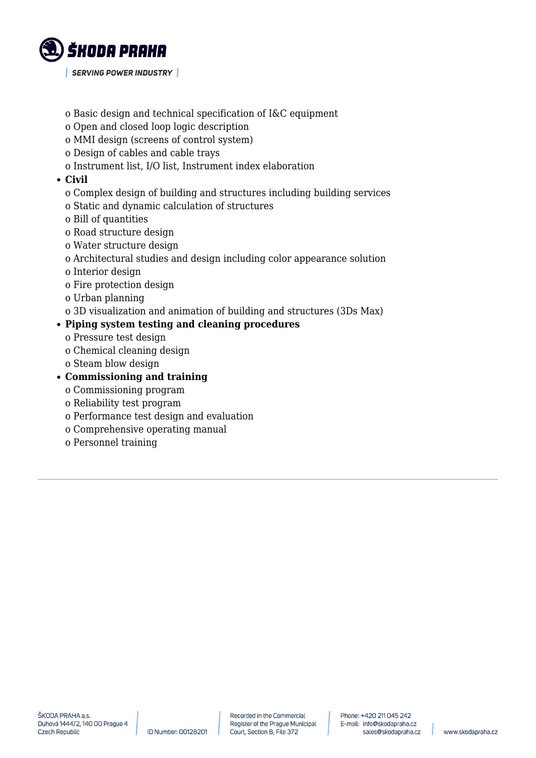o Basic design and technical specification of I&C equipment
o Open and closed loop logic description
o MMI design (screens of control system)
o Design of cables and cable trays
o Instrument list, I/O list, Instrument index elaboration

- **Civil**
  o Complex design of building and structures including building services
  o Static and dynamic calculation of structures
  o Bill of quantities
  o Road structure design
  o Water structure design
  o Architectural studies and design including color appearance solution
  o Interior design
  o Fire protection design
  o Urban planning
  o 3D visualization and animation of building and structures (3Ds Max)
- **Piping system testing and cleaning procedures**
  o Pressure test design
  o Chemical cleaning design
  o Steam blow design
- **Commissioning and training**
  o Commissioning program
  o Reliability test program
  o Performance test design and evaluation
  o Comprehensive operating manual
  o Personnel training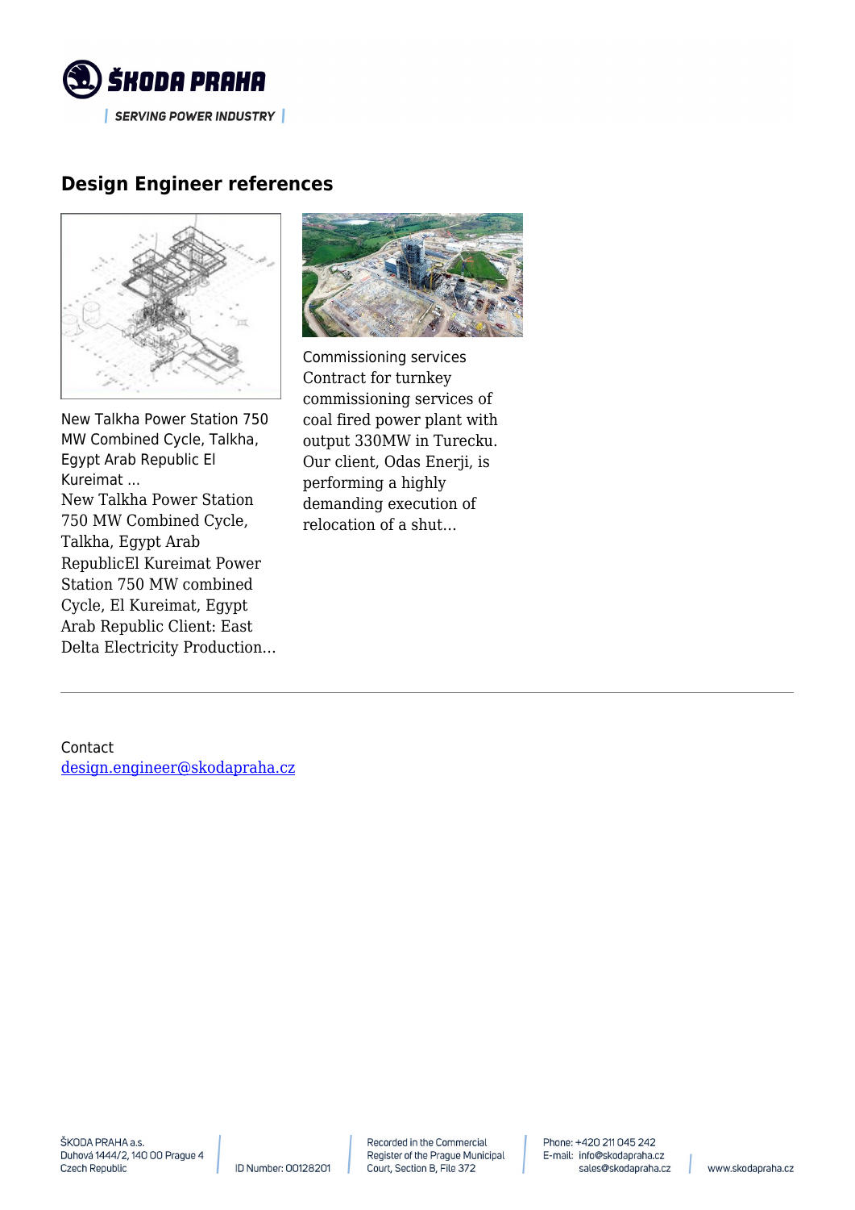## Design Engineer references

New Talkha Power Station 750 MW Combined Cycle, Talkha, Egypt Arab Republic El Kureimat ...
New Talkha Power Station 750 MW Combined Cycle, Talkha, Egypt Arab RepublicEl Kureimat Power Station 750 MW combined Cycle, El Kureimat, Egypt Arab Republic Client: East Delta Electricity Production...

Commissioning services
Contract for turnkey commissioning services of coal fired power plant with output 330MW in Turecku. Our client, Odas Enerji, is performing a highly demanding execution of relocation of a shut...

---

Contact
design.engineer@skodapraha.cz